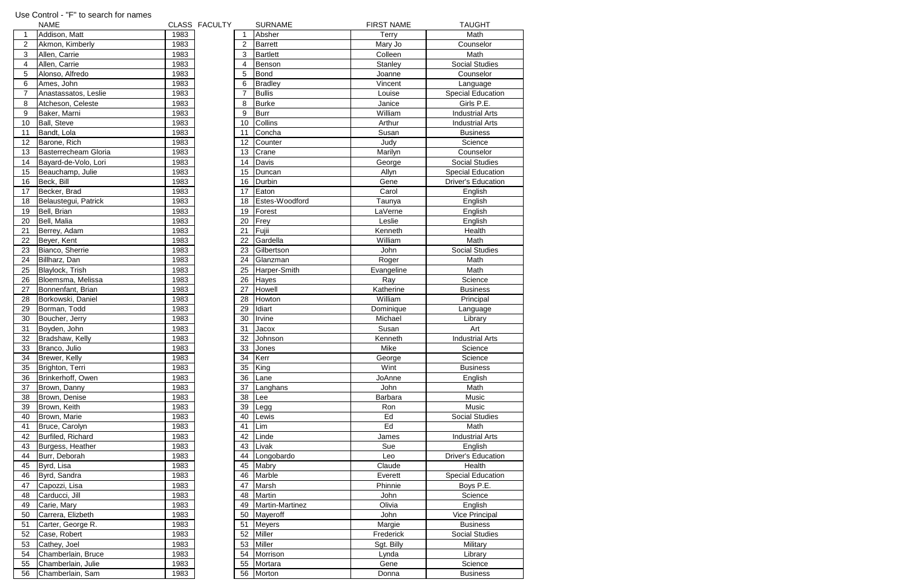Use Control - "F" to search for names

| | NAME | CLASS |
|---|---|---|
| 1 | Addison, Matt | 1983 |
| 2 | Akmon, Kimberly | 1983 |
| 3 | Allen, Carrie | 1983 |
| 4 | Allen, Carrie | 1983 |
| 5 | Alonso, Alfredo | 1983 |
| 6 | Ames, John | 1983 |
| 7 | Anastassatos, Leslie | 1983 |
| 8 | Atcheson, Celeste | 1983 |
| 9 | Baker, Marni | 1983 |
| 10 | Ball, Steve | 1983 |
| 11 | Bandt, Lola | 1983 |
| 12 | Barone, Rich | 1983 |
| 13 | Basterrecheam Gloria | 1983 |
| 14 | Bayard-de-Volo, Lori | 1983 |
| 15 | Beauchamp, Julie | 1983 |
| 16 | Beck, Bill | 1983 |
| 17 | Becker, Brad | 1983 |
| 18 | Belaustegui, Patrick | 1983 |
| 19 | Bell, Brian | 1983 |
| 20 | Bell, Malia | 1983 |
| 21 | Berrey, Adam | 1983 |
| 22 | Beyer, Kent | 1983 |
| 23 | Bianco, Sherrie | 1983 |
| 24 | Billharz, Dan | 1983 |
| 25 | Blaylock, Trish | 1983 |
| 26 | Bloemsma, Melissa | 1983 |
| 27 | Bonnenfant, Brian | 1983 |
| 28 | Borkowski, Daniel | 1983 |
| 29 | Borman, Todd | 1983 |
| 30 | Boucher, Jerry | 1983 |
| 31 | Boyden, John | 1983 |
| 32 | Bradshaw, Kelly | 1983 |
| 33 | Branco, Julio | 1983 |
| 34 | Brewer, Kelly | 1983 |
| 35 | Brighton, Terri | 1983 |
| 36 | Brinkerhoff, Owen | 1983 |
| 37 | Brown, Danny | 1983 |
| 38 | Brown, Denise | 1983 |
| 39 | Brown, Keith | 1983 |
| 40 | Brown, Marie | 1983 |
| 41 | Bruce, Carolyn | 1983 |
| 42 | Burfiled, Richard | 1983 |
| 43 | Burgess, Heather | 1983 |
| 44 | Burr, Deborah | 1983 |
| 45 | Byrd, Lisa | 1983 |
| 46 | Byrd, Sandra | 1983 |
| 47 | Capozzi, Lisa | 1983 |
| 48 | Carducci, Jill | 1983 |
| 49 | Carie, Mary | 1983 |
| 50 | Carrera, Elizbeth | 1983 |
| 51 | Carter, George R. | 1983 |
| 52 | Case, Robert | 1983 |
| 53 | Cathey, Joel | 1983 |
| 54 | Chamberlain, Bruce | 1983 |
| 55 | Chamberlain, Julie | 1983 |
| 56 | Chamberlain, Sam | 1983 |

FACULTY

| | SURNAME | FIRST NAME | TAUGHT |
|---|---|---|---|
| 1 | Absher | Terry | Math |
| 2 | Barrett | Mary Jo | Counselor |
| 3 | Bartlett | Colleen | Math |
| 4 | Benson | Stanley | Social Studies |
| 5 | Bond | Joanne | Counselor |
| 6 | Bradley | Vincent | Language |
| 7 | Bullis | Louise | Special Education |
| 8 | Burke | Janice | Girls P.E. |
| 9 | Burr | William | Industrial Arts |
| 10 | Collins | Arthur | Industrial Arts |
| 11 | Concha | Susan | Business |
| 12 | Counter | Judy | Science |
| 13 | Crane | Marilyn | Counselor |
| 14 | Davis | George | Social Studies |
| 15 | Duncan | Allyn | Special Education |
| 16 | Durbin | Gene | Driver's Education |
| 17 | Eaton | Carol | English |
| 18 | Estes-Woodford | Taunya | English |
| 19 | Forest | LaVerne | English |
| 20 | Frey | Leslie | English |
| 21 | Fujii | Kenneth | Health |
| 22 | Gardella | William | Math |
| 23 | Gilbertson | John | Social Studies |
| 24 | Glanzman | Roger | Math |
| 25 | Harper-Smith | Evangeline | Math |
| 26 | Hayes | Ray | Science |
| 27 | Howell | Katherine | Business |
| 28 | Howton | William | Principal |
| 29 | Idiart | Dominique | Language |
| 30 | Irvine | Michael | Library |
| 31 | Jacox | Susan | Art |
| 32 | Johnson | Kenneth | Industrial Arts |
| 33 | Jones | Mike | Science |
| 34 | Kerr | George | Science |
| 35 | King | Wint | Business |
| 36 | Lane | JoAnne | English |
| 37 | Langhans | John | Math |
| 38 | Lee | Barbara | Music |
| 39 | Legg | Ron | Music |
| 40 | Lewis | Ed | Social Studies |
| 41 | Lim | Ed | Math |
| 42 | Linde | James | Industrial Arts |
| 43 | Livak | Sue | English |
| 44 | Longobardo | Leo | Driver's Education |
| 45 | Mabry | Claude | Health |
| 46 | Marble | Everett | Special Education |
| 47 | Marsh | Phinnie | Boys P.E. |
| 48 | Martin | John | Science |
| 49 | Martin-Martinez | Olivia | English |
| 50 | Mayeroff | John | Vice Principal |
| 51 | Meyers | Margie | Business |
| 52 | Miller | Frederick | Social Studies |
| 53 | Miller | Sgt. Billy | Military |
| 54 | Morrison | Lynda | Library |
| 55 | Mortara | Gene | Science |
| 56 | Morton | Donna | Business |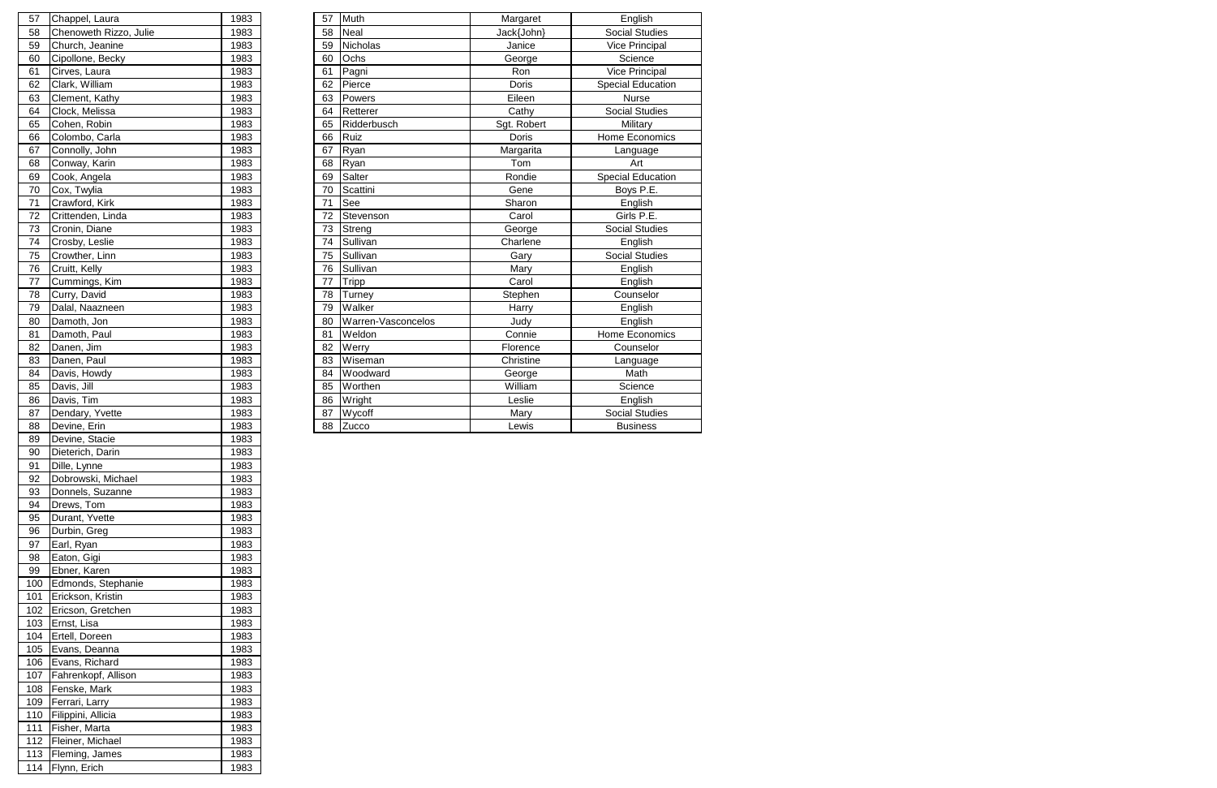| | | |
|---|---|---|
| 57 | Chappel, Laura | 1983 |
| 58 | Chenoweth Rizzo, Julie | 1983 |
| 59 | Church, Jeanine | 1983 |
| 60 | Cipollone, Becky | 1983 |
| 61 | Cirves, Laura | 1983 |
| 62 | Clark, William | 1983 |
| 63 | Clement, Kathy | 1983 |
| 64 | Clock, Melissa | 1983 |
| 65 | Cohen, Robin | 1983 |
| 66 | Colombo, Carla | 1983 |
| 67 | Connolly, John | 1983 |
| 68 | Conway, Karin | 1983 |
| 69 | Cook, Angela | 1983 |
| 70 | Cox, Twylia | 1983 |
| 71 | Crawford, Kirk | 1983 |
| 72 | Crittenden, Linda | 1983 |
| 73 | Cronin, Diane | 1983 |
| 74 | Crosby, Leslie | 1983 |
| 75 | Crowther, Linn | 1983 |
| 76 | Cruitt, Kelly | 1983 |
| 77 | Cummings, Kim | 1983 |
| 78 | Curry, David | 1983 |
| 79 | Dalal, Naazneen | 1983 |
| 80 | Damoth, Jon | 1983 |
| 81 | Damoth, Paul | 1983 |
| 82 | Danen, Jim | 1983 |
| 83 | Danen, Paul | 1983 |
| 84 | Davis, Howdy | 1983 |
| 85 | Davis, Jill | 1983 |
| 86 | Davis, Tim | 1983 |
| 87 | Dendary, Yvette | 1983 |
| 88 | Devine, Erin | 1983 |
| 89 | Devine, Stacie | 1983 |
| 90 | Dieterich, Darin | 1983 |
| 91 | Dille, Lynne | 1983 |
| 92 | Dobrowski, Michael | 1983 |
| 93 | Donnels, Suzanne | 1983 |
| 94 | Drews, Tom | 1983 |
| 95 | Durant, Yvette | 1983 |
| 96 | Durbin, Greg | 1983 |
| 97 | Earl, Ryan | 1983 |
| 98 | Eaton, Gigi | 1983 |
| 99 | Ebner, Karen | 1983 |
| 100 | Edmonds, Stephanie | 1983 |
| 101 | Erickson, Kristin | 1983 |
| 102 | Ericson, Gretchen | 1983 |
| 103 | Ernst, Lisa | 1983 |
| 104 | Ertell, Doreen | 1983 |
| 105 | Evans, Deanna | 1983 |
| 106 | Evans, Richard | 1983 |
| 107 | Fahrenkopf, Allison | 1983 |
| 108 | Fenske, Mark | 1983 |
| 109 | Ferrari, Larry | 1983 |
| 110 | Filippini, Allicia | 1983 |
| 111 | Fisher, Marta | 1983 |
| 112 | Fleiner, Michael | 1983 |
| 113 | Fleming, James | 1983 |
| 114 | Flynn, Erich | 1983 |

| | | | |
|---|---|---|---|
| 57 | Muth | Margaret | English |
| 58 | Neal | Jack{John} | Social Studies |
| 59 | Nicholas | Janice | Vice Principal |
| 60 | Ochs | George | Science |
| 61 | Pagni | Ron | Vice Principal |
| 62 | Pierce | Doris | Special Education |
| 63 | Powers | Eileen | Nurse |
| 64 | Retterer | Cathy | Social Studies |
| 65 | Ridderbusch | Sgt. Robert | Military |
| 66 | Ruiz | Doris | Home Economics |
| 67 | Ryan | Margarita | Language |
| 68 | Ryan | Tom | Art |
| 69 | Salter | Rondie | Special Education |
| 70 | Scattini | Gene | Boys P.E. |
| 71 | See | Sharon | English |
| 72 | Stevenson | Carol | Girls P.E. |
| 73 | Streng | George | Social Studies |
| 74 | Sullivan | Charlene | English |
| 75 | Sullivan | Gary | Social Studies |
| 76 | Sullivan | Mary | English |
| 77 | Tripp | Carol | English |
| 78 | Turney | Stephen | Counselor |
| 79 | Walker | Harry | English |
| 80 | Warren-Vasconcelos | Judy | English |
| 81 | Weldon | Connie | Home Economics |
| 82 | Werry | Florence | Counselor |
| 83 | Wiseman | Christine | Language |
| 84 | Woodward | George | Math |
| 85 | Worthen | William | Science |
| 86 | Wright | Leslie | English |
| 87 | Wycoff | Mary | Social Studies |
| 88 | Zucco | Lewis | Business |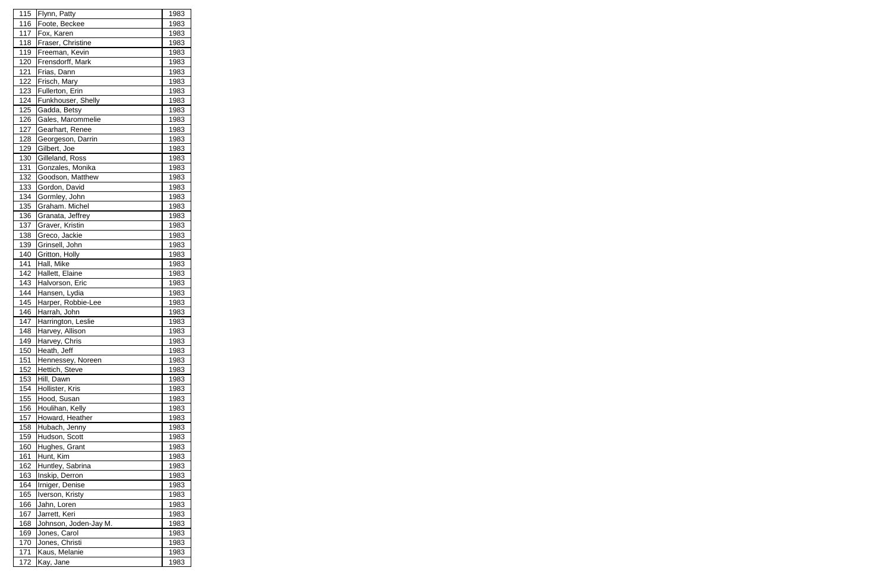| | | |
|---|---|---|
| 115 | Flynn, Patty | 1983 |
| 116 | Foote, Beckee | 1983 |
| 117 | Fox, Karen | 1983 |
| 118 | Fraser, Christine | 1983 |
| 119 | Freeman, Kevin | 1983 |
| 120 | Frensdorff, Mark | 1983 |
| 121 | Frias, Dann | 1983 |
| 122 | Frisch, Mary | 1983 |
| 123 | Fullerton, Erin | 1983 |
| 124 | Funkhouser, Shelly | 1983 |
| 125 | Gadda, Betsy | 1983 |
| 126 | Gales, Marommelie | 1983 |
| 127 | Gearhart, Renee | 1983 |
| 128 | Georgeson, Darrin | 1983 |
| 129 | Gilbert, Joe | 1983 |
| 130 | Gilleland, Ross | 1983 |
| 131 | Gonzales, Monika | 1983 |
| 132 | Goodson, Matthew | 1983 |
| 133 | Gordon, David | 1983 |
| 134 | Gormley, John | 1983 |
| 135 | Graham. Michel | 1983 |
| 136 | Granata, Jeffrey | 1983 |
| 137 | Graver, Kristin | 1983 |
| 138 | Greco, Jackie | 1983 |
| 139 | Grinsell, John | 1983 |
| 140 | Gritton, Holly | 1983 |
| 141 | Hall, Mike | 1983 |
| 142 | Hallett, Elaine | 1983 |
| 143 | Halvorson, Eric | 1983 |
| 144 | Hansen, Lydia | 1983 |
| 145 | Harper, Robbie-Lee | 1983 |
| 146 | Harrah, John | 1983 |
| 147 | Harrington, Leslie | 1983 |
| 148 | Harvey, Allison | 1983 |
| 149 | Harvey, Chris | 1983 |
| 150 | Heath, Jeff | 1983 |
| 151 | Hennessey, Noreen | 1983 |
| 152 | Hettich, Steve | 1983 |
| 153 | Hill, Dawn | 1983 |
| 154 | Hollister, Kris | 1983 |
| 155 | Hood, Susan | 1983 |
| 156 | Houlihan, Kelly | 1983 |
| 157 | Howard, Heather | 1983 |
| 158 | Hubach, Jenny | 1983 |
| 159 | Hudson, Scott | 1983 |
| 160 | Hughes, Grant | 1983 |
| 161 | Hunt, Kim | 1983 |
| 162 | Huntley, Sabrina | 1983 |
| 163 | Inskip, Derron | 1983 |
| 164 | Irniger, Denise | 1983 |
| 165 | Iverson, Kristy | 1983 |
| 166 | Jahn, Loren | 1983 |
| 167 | Jarrett, Keri | 1983 |
| 168 | Johnson, Joden-Jay M. | 1983 |
| 169 | Jones, Carol | 1983 |
| 170 | Jones, Christi | 1983 |
| 171 | Kaus, Melanie | 1983 |
| 172 | Kay, Jane | 1983 |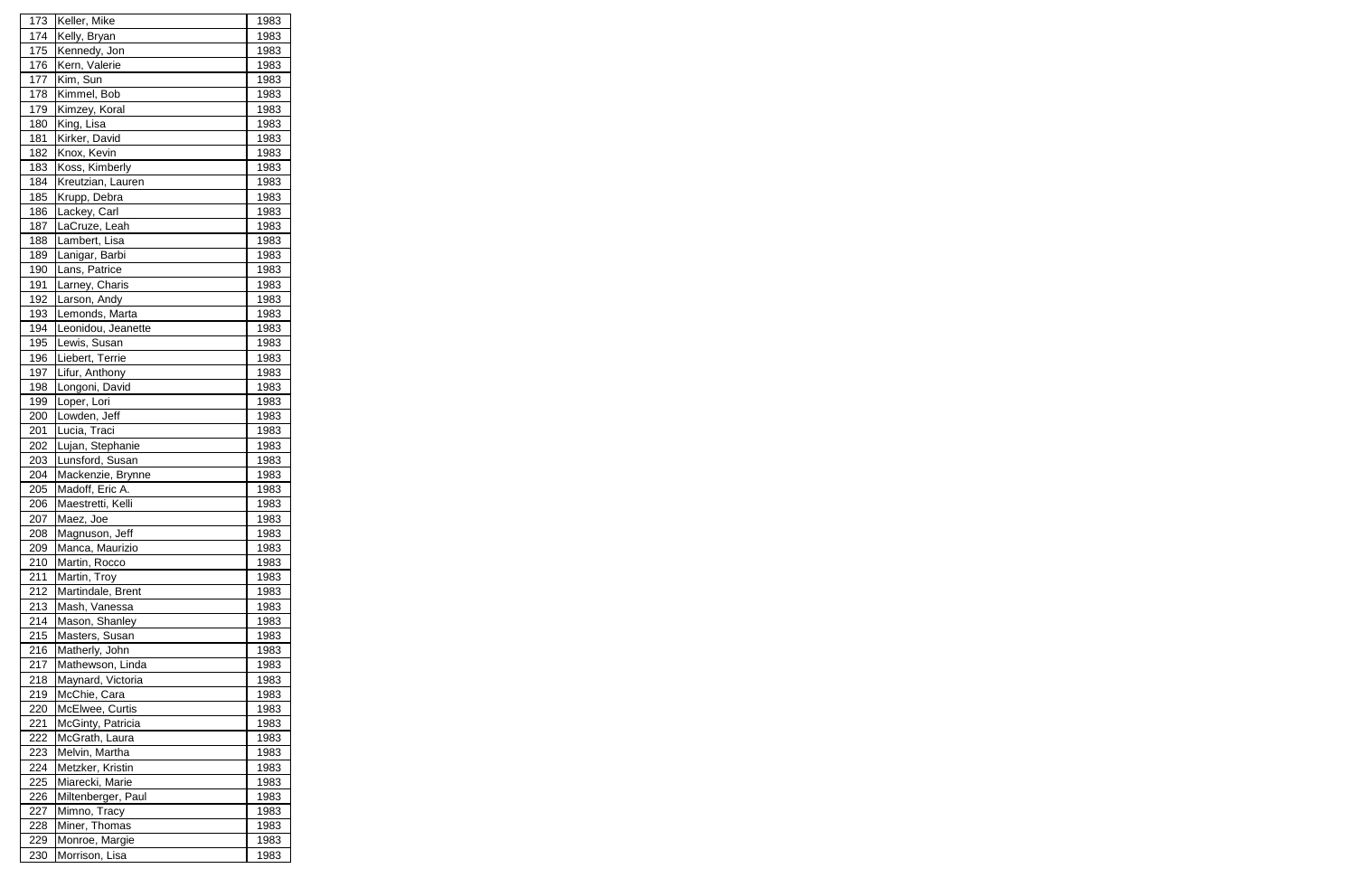| 173 | Keller, Mike | 1983 |
|---|---|---|
| 174 | Kelly, Bryan | 1983 |
| 175 | Kennedy, Jon | 1983 |
| 176 | Kern, Valerie | 1983 |
| 177 | Kim, Sun | 1983 |
| 178 | Kimmel, Bob | 1983 |
| 179 | Kimzey, Koral | 1983 |
| 180 | King, Lisa | 1983 |
| 181 | Kirker, David | 1983 |
| 182 | Knox, Kevin | 1983 |
| 183 | Koss, Kimberly | 1983 |
| 184 | Kreutzian, Lauren | 1983 |
| 185 | Krupp, Debra | 1983 |
| 186 | Lackey, Carl | 1983 |
| 187 | LaCruze, Leah | 1983 |
| 188 | Lambert, Lisa | 1983 |
| 189 | Lanigar, Barbi | 1983 |
| 190 | Lans, Patrice | 1983 |
| 191 | Larney, Charis | 1983 |
| 192 | Larson, Andy | 1983 |
| 193 | Lemonds, Marta | 1983 |
| 194 | Leonidou, Jeanette | 1983 |
| 195 | Lewis, Susan | 1983 |
| 196 | Liebert, Terrie | 1983 |
| 197 | Lifur, Anthony | 1983 |
| 198 | Longoni, David | 1983 |
| 199 | Loper, Lori | 1983 |
| 200 | Lowden, Jeff | 1983 |
| 201 | Lucia, Traci | 1983 |
| 202 | Lujan, Stephanie | 1983 |
| 203 | Lunsford, Susan | 1983 |
| 204 | Mackenzie, Brynne | 1983 |
| 205 | Madoff, Eric A. | 1983 |
| 206 | Maestretti, Kelli | 1983 |
| 207 | Maez, Joe | 1983 |
| 208 | Magnuson, Jeff | 1983 |
| 209 | Manca, Maurizio | 1983 |
| 210 | Martin, Rocco | 1983 |
| 211 | Martin, Troy | 1983 |
| 212 | Martindale, Brent | 1983 |
| 213 | Mash, Vanessa | 1983 |
| 214 | Mason, Shanley | 1983 |
| 215 | Masters, Susan | 1983 |
| 216 | Matherly, John | 1983 |
| 217 | Mathewson, Linda | 1983 |
| 218 | Maynard, Victoria | 1983 |
| 219 | McChie, Cara | 1983 |
| 220 | McElwee, Curtis | 1983 |
| 221 | McGinty, Patricia | 1983 |
| 222 | McGrath, Laura | 1983 |
| 223 | Melvin, Martha | 1983 |
| 224 | Metzker, Kristin | 1983 |
| 225 | Miarecki, Marie | 1983 |
| 226 | Miltenberger, Paul | 1983 |
| 227 | Mimno, Tracy | 1983 |
| 228 | Miner, Thomas | 1983 |
| 229 | Monroe, Margie | 1983 |
| 230 | Morrison, Lisa | 1983 |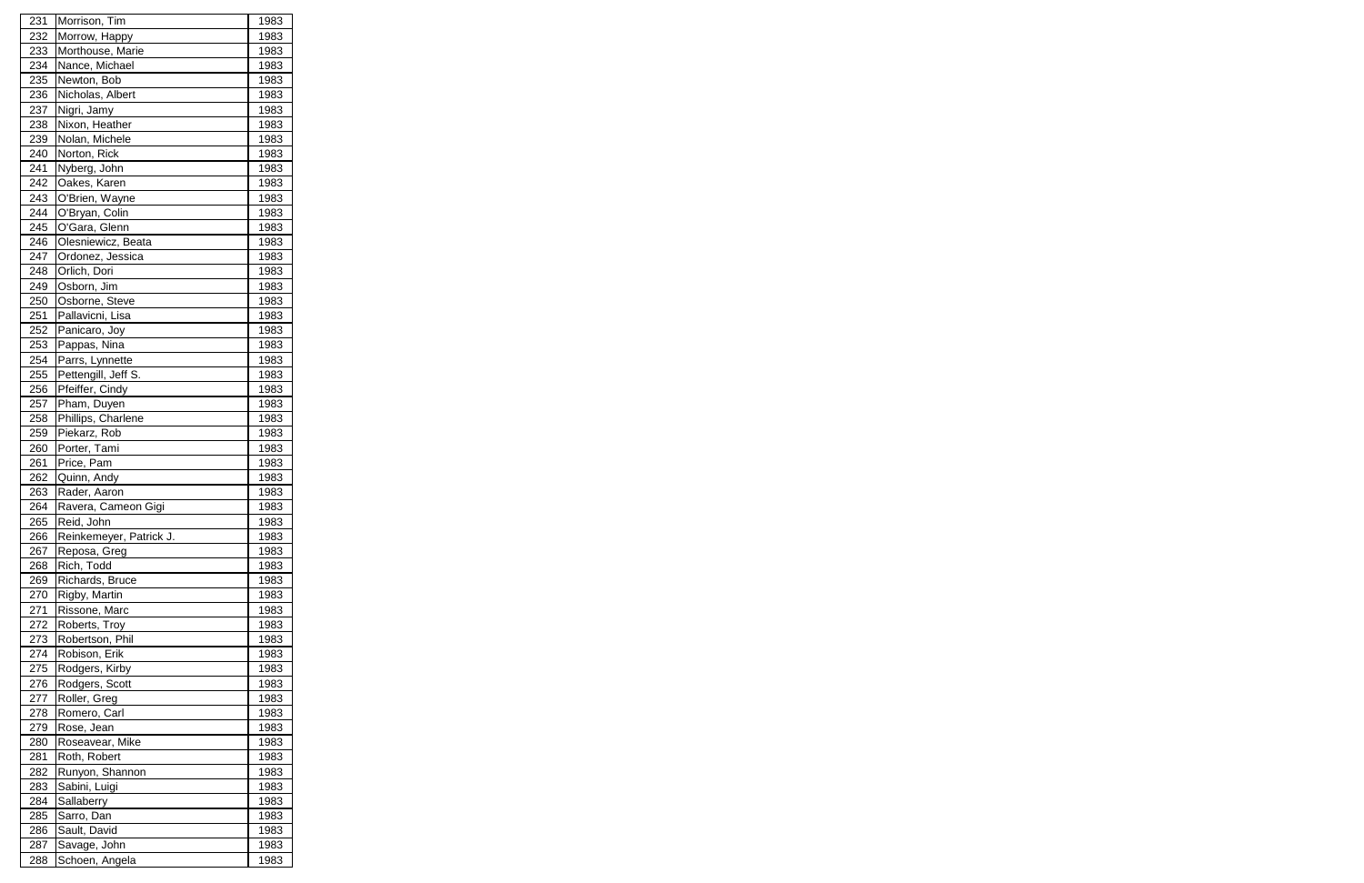| | | |
|---|---|---|
| 231 | Morrison, Tim | 1983 |
| 232 | Morrow, Happy | 1983 |
| 233 | Morthouse, Marie | 1983 |
| 234 | Nance, Michael | 1983 |
| 235 | Newton, Bob | 1983 |
| 236 | Nicholas, Albert | 1983 |
| 237 | Nigri, Jamy | 1983 |
| 238 | Nixon, Heather | 1983 |
| 239 | Nolan, Michele | 1983 |
| 240 | Norton, Rick | 1983 |
| 241 | Nyberg, John | 1983 |
| 242 | Oakes, Karen | 1983 |
| 243 | O'Brien, Wayne | 1983 |
| 244 | O'Bryan, Colin | 1983 |
| 245 | O'Gara, Glenn | 1983 |
| 246 | Olesniewicz, Beata | 1983 |
| 247 | Ordonez, Jessica | 1983 |
| 248 | Orlich, Dori | 1983 |
| 249 | Osborn, Jim | 1983 |
| 250 | Osborne, Steve | 1983 |
| 251 | Pallavicni, Lisa | 1983 |
| 252 | Panicaro, Joy | 1983 |
| 253 | Pappas, Nina | 1983 |
| 254 | Parrs, Lynnette | 1983 |
| 255 | Pettengill, Jeff S. | 1983 |
| 256 | Pfeiffer, Cindy | 1983 |
| 257 | Pham, Duyen | 1983 |
| 258 | Phillips, Charlene | 1983 |
| 259 | Piekarz, Rob | 1983 |
| 260 | Porter, Tami | 1983 |
| 261 | Price, Pam | 1983 |
| 262 | Quinn, Andy | 1983 |
| 263 | Rader, Aaron | 1983 |
| 264 | Ravera, Cameon Gigi | 1983 |
| 265 | Reid, John | 1983 |
| 266 | Reinkemeyer, Patrick J. | 1983 |
| 267 | Reposa, Greg | 1983 |
| 268 | Rich, Todd | 1983 |
| 269 | Richards, Bruce | 1983 |
| 270 | Rigby, Martin | 1983 |
| 271 | Rissone, Marc | 1983 |
| 272 | Roberts, Troy | 1983 |
| 273 | Robertson, Phil | 1983 |
| 274 | Robison, Erik | 1983 |
| 275 | Rodgers, Kirby | 1983 |
| 276 | Rodgers, Scott | 1983 |
| 277 | Roller, Greg | 1983 |
| 278 | Romero, Carl | 1983 |
| 279 | Rose, Jean | 1983 |
| 280 | Roseavear, Mike | 1983 |
| 281 | Roth, Robert | 1983 |
| 282 | Runyon, Shannon | 1983 |
| 283 | Sabini, Luigi | 1983 |
| 284 | Sallaberry | 1983 |
| 285 | Sarro, Dan | 1983 |
| 286 | Sault, David | 1983 |
| 287 | Savage, John | 1983 |
| 288 | Schoen, Angela | 1983 |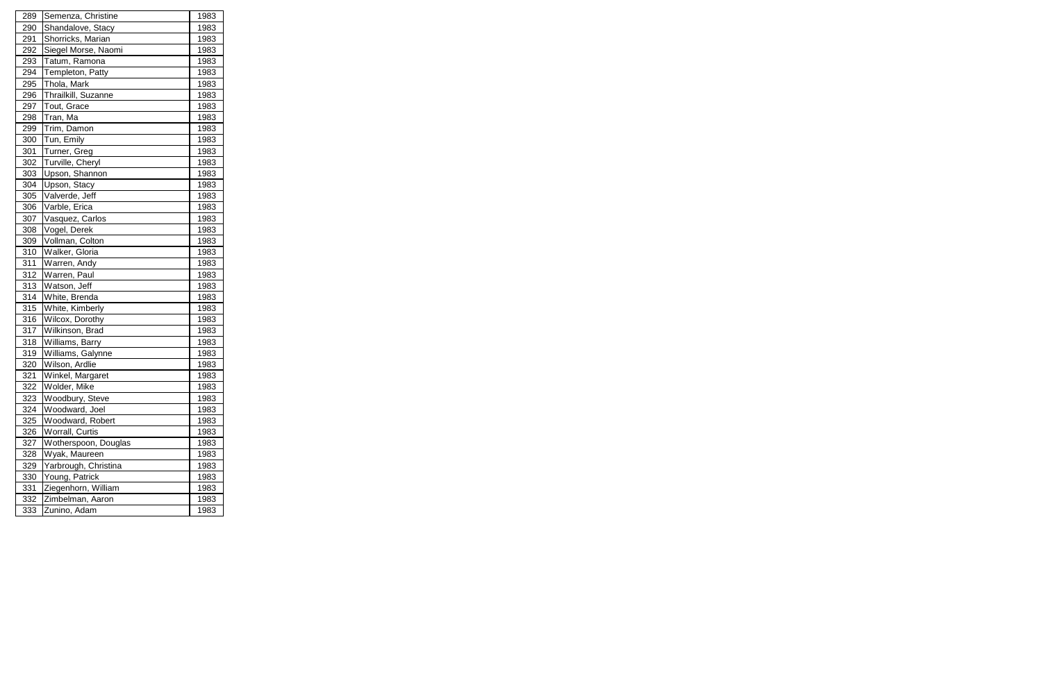| | | |
|---|---|---|
| 289 | Semenza, Christine | 1983 |
| 290 | Shandalove, Stacy | 1983 |
| 291 | Shorricks, Marian | 1983 |
| 292 | Siegel Morse, Naomi | 1983 |
| 293 | Tatum, Ramona | 1983 |
| 294 | Templeton, Patty | 1983 |
| 295 | Thola, Mark | 1983 |
| 296 | Thrailkill, Suzanne | 1983 |
| 297 | Tout, Grace | 1983 |
| 298 | Tran, Ma | 1983 |
| 299 | Trim, Damon | 1983 |
| 300 | Tun, Emily | 1983 |
| 301 | Turner, Greg | 1983 |
| 302 | Turville, Cheryl | 1983 |
| 303 | Upson, Shannon | 1983 |
| 304 | Upson, Stacy | 1983 |
| 305 | Valverde, Jeff | 1983 |
| 306 | Varble, Erica | 1983 |
| 307 | Vasquez, Carlos | 1983 |
| 308 | Vogel, Derek | 1983 |
| 309 | Vollman, Colton | 1983 |
| 310 | Walker, Gloria | 1983 |
| 311 | Warren, Andy | 1983 |
| 312 | Warren, Paul | 1983 |
| 313 | Watson, Jeff | 1983 |
| 314 | White, Brenda | 1983 |
| 315 | White, Kimberly | 1983 |
| 316 | Wilcox, Dorothy | 1983 |
| 317 | Wilkinson, Brad | 1983 |
| 318 | Williams, Barry | 1983 |
| 319 | Williams, Galynne | 1983 |
| 320 | Wilson, Ardlie | 1983 |
| 321 | Winkel, Margaret | 1983 |
| 322 | Wolder, Mike | 1983 |
| 323 | Woodbury, Steve | 1983 |
| 324 | Woodward, Joel | 1983 |
| 325 | Woodward, Robert | 1983 |
| 326 | Worrall, Curtis | 1983 |
| 327 | Wotherspoon, Douglas | 1983 |
| 328 | Wyak, Maureen | 1983 |
| 329 | Yarbrough, Christina | 1983 |
| 330 | Young, Patrick | 1983 |
| 331 | Ziegenhorn, William | 1983 |
| 332 | Zimbelman, Aaron | 1983 |
| 333 | Zunino, Adam | 1983 |